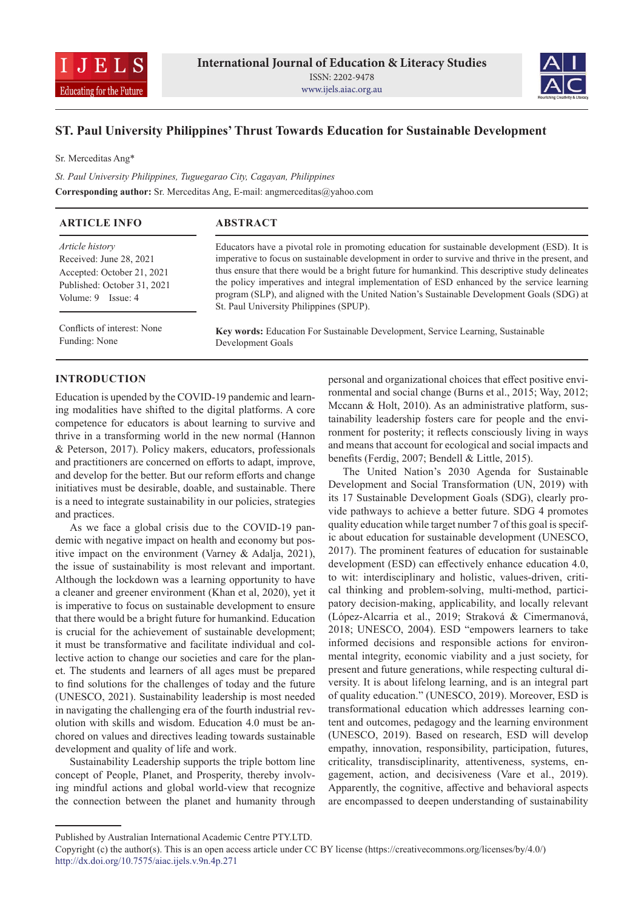# ST. Paul University Philippines' Thrust Towards Education for Sustainable Development

Sr. Merceditas Ang*

*St. Paul University Philippines, Tuguegarao City, Cagayan, Philippines*

**Corresponding author:** Sr. Merceditas Ang, E-mail: angmerceditas@yahoo.com

## ARTICLE INFO

*Article history*
Received: June 28, 2021
Accepted: October 21, 2021
Published: October 31, 2021
Volume: 9 Issue: 4

Conflicts of interest: None
Funding: None

## ABSTRACT

Educators have a pivotal role in promoting education for sustainable development (ESD). It is imperative to focus on sustainable development in order to survive and thrive in the present, and thus ensure that there would be a bright future for humankind. This descriptive study delineates the policy imperatives and integral implementation of ESD enhanced by the service learning program (SLP), and aligned with the United Nation's Sustainable Development Goals (SDG) at St. Paul University Philippines (SPUP).

**Key words:** Education For Sustainable Development, Service Learning, Sustainable Development Goals

## INTRODUCTION

Education is upended by the COVID-19 pandemic and learning modalities have shifted to the digital platforms. A core competence for educators is about learning to survive and thrive in a transforming world in the new normal (Hannon & Peterson, 2017). Policy makers, educators, professionals and practitioners are concerned on efforts to adapt, improve, and develop for the better. But our reform efforts and change initiatives must be desirable, doable, and sustainable. There is a need to integrate sustainability in our policies, strategies and practices.

As we face a global crisis due to the COVID-19 pandemic with negative impact on health and economy but positive impact on the environment (Varney & Adalja, 2021), the issue of sustainability is most relevant and important. Although the lockdown was a learning opportunity to have a cleaner and greener environment (Khan et al, 2020), yet it is imperative to focus on sustainable development to ensure that there would be a bright future for humankind. Education is crucial for the achievement of sustainable development; it must be transformative and facilitate individual and collective action to change our societies and care for the planet. The students and learners of all ages must be prepared to find solutions for the challenges of today and the future (UNESCO, 2021). Sustainability leadership is most needed in navigating the challenging era of the fourth industrial revolution with skills and wisdom. Education 4.0 must be anchored on values and directives leading towards sustainable development and quality of life and work.

Sustainability Leadership supports the triple bottom line concept of People, Planet, and Prosperity, thereby involving mindful actions and global world-view that recognize the connection between the planet and humanity through personal and organizational choices that effect positive environmental and social change (Burns et al., 2015; Way, 2012; Mccann & Holt, 2010). As an administrative platform, sustainability leadership fosters care for people and the environment for posterity; it reflects consciously living in ways and means that account for ecological and social impacts and benefits (Ferdig, 2007; Bendell & Little, 2015).

The United Nation's 2030 Agenda for Sustainable Development and Social Transformation (UN, 2019) with its 17 Sustainable Development Goals (SDG), clearly provide pathways to achieve a better future. SDG 4 promotes quality education while target number 7 of this goal is specific about education for sustainable development (UNESCO, 2017). The prominent features of education for sustainable development (ESD) can effectively enhance education 4.0, to wit: interdisciplinary and holistic, values-driven, critical thinking and problem-solving, multi-method, participatory decision-making, applicability, and locally relevant (López-Alcarria et al., 2019; Straková & Cimermanová, 2018; UNESCO, 2004). ESD "empowers learners to take informed decisions and responsible actions for environmental integrity, economic viability and a just society, for present and future generations, while respecting cultural diversity. It is about lifelong learning, and is an integral part of quality education." (UNESCO, 2019). Moreover, ESD is transformational education which addresses learning content and outcomes, pedagogy and the learning environment (UNESCO, 2019). Based on research, ESD will develop empathy, innovation, responsibility, participation, futures, criticality, transdisciplinarity, attentiveness, systems, engagement, action, and decisiveness (Vare et al., 2019). Apparently, the cognitive, affective and behavioral aspects are encompassed to deepen understanding of sustainability

---

Published by Australian International Academic Centre PTY.LTD.
Copyright (c) the author(s). This is an open access article under CC BY license (https://creativecommons.org/licenses/by/4.0/)
http://dx.doi.org/10.7575/aiac.ijels.v.9n.4p.271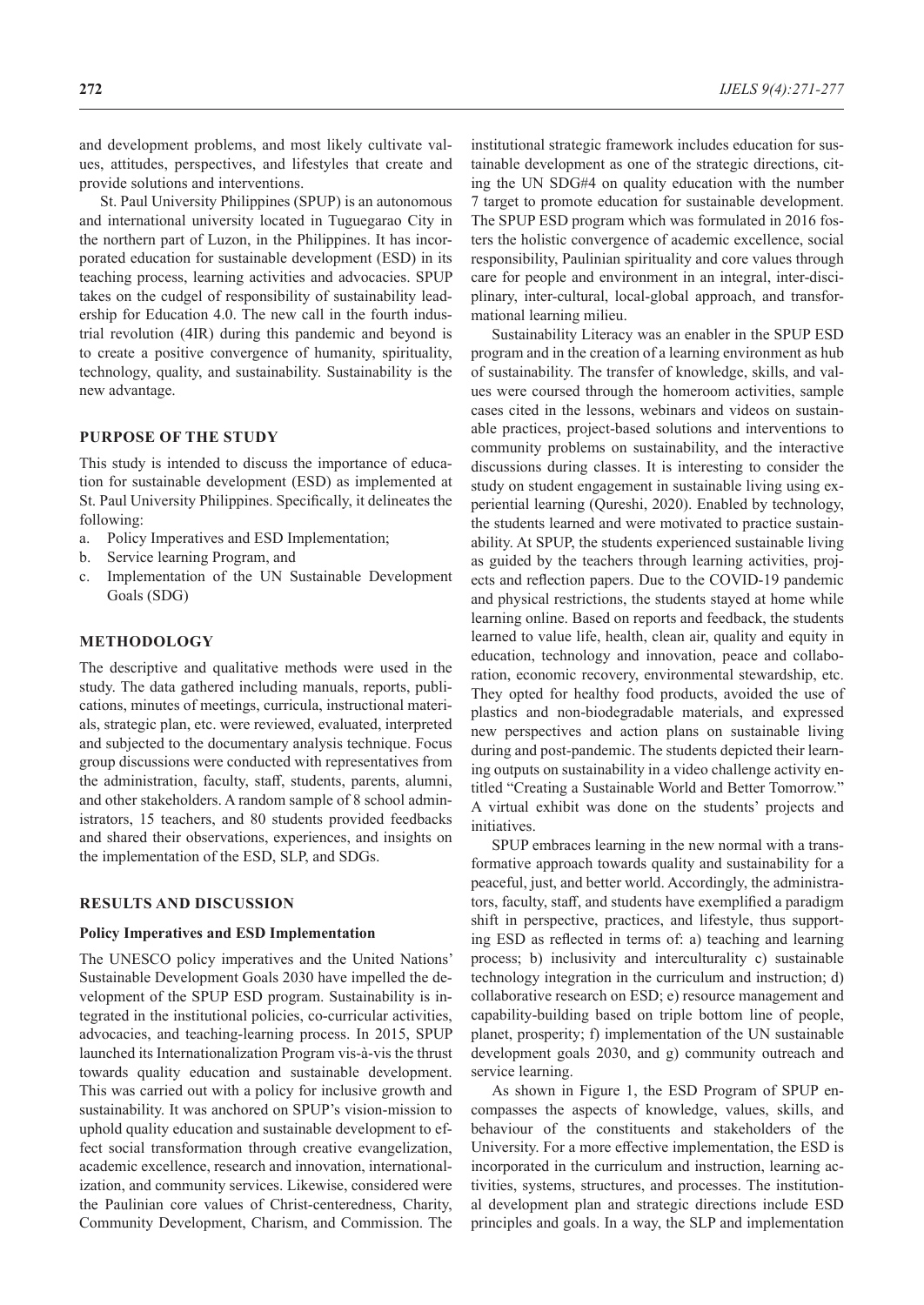and development problems, and most likely cultivate values, attitudes, perspectives, and lifestyles that create and provide solutions and interventions.

St. Paul University Philippines (SPUP) is an autonomous and international university located in Tuguegarao City in the northern part of Luzon, in the Philippines. It has incorporated education for sustainable development (ESD) in its teaching process, learning activities and advocacies. SPUP takes on the cudgel of responsibility of sustainability leadership for Education 4.0. The new call in the fourth industrial revolution (4IR) during this pandemic and beyond is to create a positive convergence of humanity, spirituality, technology, quality, and sustainability. Sustainability is the new advantage.

## PURPOSE OF THE STUDY

This study is intended to discuss the importance of education for sustainable development (ESD) as implemented at St. Paul University Philippines. Specifically, it delineates the following:

a. Policy Imperatives and ESD Implementation;
b. Service learning Program, and
c. Implementation of the UN Sustainable Development Goals (SDG)

## METHODOLOGY

The descriptive and qualitative methods were used in the study. The data gathered including manuals, reports, publications, minutes of meetings, curricula, instructional materials, strategic plan, etc. were reviewed, evaluated, interpreted and subjected to the documentary analysis technique. Focus group discussions were conducted with representatives from the administration, faculty, staff, students, parents, alumni, and other stakeholders. A random sample of 8 school administrators, 15 teachers, and 80 students provided feedbacks and shared their observations, experiences, and insights on the implementation of the ESD, SLP, and SDGs.

## RESULTS AND DISCUSSION

### Policy Imperatives and ESD Implementation

The UNESCO policy imperatives and the United Nations' Sustainable Development Goals 2030 have impelled the development of the SPUP ESD program. Sustainability is integrated in the institutional policies, co-curricular activities, advocacies, and teaching-learning process. In 2015, SPUP launched its Internationalization Program vis-à-vis the thrust towards quality education and sustainable development. This was carried out with a policy for inclusive growth and sustainability. It was anchored on SPUP's vision-mission to uphold quality education and sustainable development to effect social transformation through creative evangelization, academic excellence, research and innovation, internationalization, and community services. Likewise, considered were the Paulinian core values of Christ-centeredness, Charity, Community Development, Charism, and Commission. The institutional strategic framework includes education for sustainable development as one of the strategic directions, citing the UN SDG#4 on quality education with the number 7 target to promote education for sustainable development. The SPUP ESD program which was formulated in 2016 fosters the holistic convergence of academic excellence, social responsibility, Paulinian spirituality and core values through care for people and environment in an integral, inter-disciplinary, inter-cultural, local-global approach, and transformational learning milieu.

Sustainability Literacy was an enabler in the SPUP ESD program and in the creation of a learning environment as hub of sustainability. The transfer of knowledge, skills, and values were coursed through the homeroom activities, sample cases cited in the lessons, webinars and videos on sustainable practices, project-based solutions and interventions to community problems on sustainability, and the interactive discussions during classes. It is interesting to consider the study on student engagement in sustainable living using experiential learning (Qureshi, 2020). Enabled by technology, the students learned and were motivated to practice sustainability. At SPUP, the students experienced sustainable living as guided by the teachers through learning activities, projects and reflection papers. Due to the COVID-19 pandemic and physical restrictions, the students stayed at home while learning online. Based on reports and feedback, the students learned to value life, health, clean air, quality and equity in education, technology and innovation, peace and collaboration, economic recovery, environmental stewardship, etc. They opted for healthy food products, avoided the use of plastics and non-biodegradable materials, and expressed new perspectives and action plans on sustainable living during and post-pandemic. The students depicted their learning outputs on sustainability in a video challenge activity entitled "Creating a Sustainable World and Better Tomorrow." A virtual exhibit was done on the students' projects and initiatives.

SPUP embraces learning in the new normal with a transformative approach towards quality and sustainability for a peaceful, just, and better world. Accordingly, the administrators, faculty, staff, and students have exemplified a paradigm shift in perspective, practices, and lifestyle, thus supporting ESD as reflected in terms of: a) teaching and learning process; b) inclusivity and interculturality c) sustainable technology integration in the curriculum and instruction; d) collaborative research on ESD; e) resource management and capability-building based on triple bottom line of people, planet, prosperity; f) implementation of the UN sustainable development goals 2030, and g) community outreach and service learning.

As shown in Figure 1, the ESD Program of SPUP encompasses the aspects of knowledge, values, skills, and behaviour of the constituents and stakeholders of the University. For a more effective implementation, the ESD is incorporated in the curriculum and instruction, learning activities, systems, structures, and processes. The institutional development plan and strategic directions include ESD principles and goals. In a way, the SLP and implementation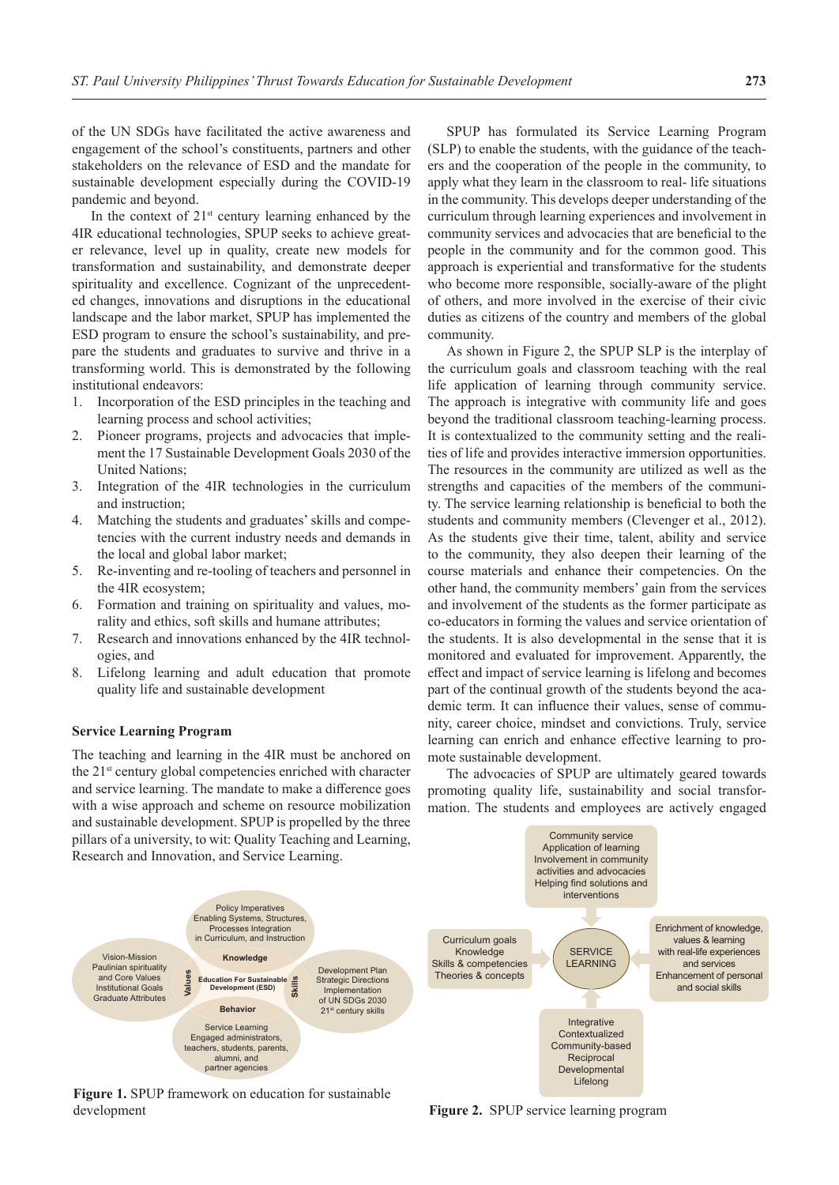of the UN SDGs have facilitated the active awareness and engagement of the school's constituents, partners and other stakeholders on the relevance of ESD and the mandate for sustainable development especially during the COVID-19 pandemic and beyond.

In the context of 21st century learning enhanced by the 4IR educational technologies, SPUP seeks to achieve greater relevance, level up in quality, create new models for transformation and sustainability, and demonstrate deeper spirituality and excellence. Cognizant of the unprecedented changes, innovations and disruptions in the educational landscape and the labor market, SPUP has implemented the ESD program to ensure the school's sustainability, and prepare the students and graduates to survive and thrive in a transforming world. This is demonstrated by the following institutional endeavors:

1. Incorporation of the ESD principles in the teaching and learning process and school activities;
2. Pioneer programs, projects and advocacies that implement the 17 Sustainable Development Goals 2030 of the United Nations;
3. Integration of the 4IR technologies in the curriculum and instruction;
4. Matching the students and graduates' skills and competencies with the current industry needs and demands in the local and global labor market;
5. Re-inventing and re-tooling of teachers and personnel in the 4IR ecosystem;
6. Formation and training on spirituality and values, morality and ethics, soft skills and humane attributes;
7. Research and innovations enhanced by the 4IR technologies, and
8. Lifelong learning and adult education that promote quality life and sustainable development

### Service Learning Program

The teaching and learning in the 4IR must be anchored on the 21st century global competencies enriched with character and service learning. The mandate to make a difference goes with a wise approach and scheme on resource mobilization and sustainable development. SPUP is propelled by the three pillars of a university, to wit: Quality Teaching and Learning, Research and Innovation, and Service Learning.

Policy Imperatives
Enabling Systems, Structures, Processes Integration in Curriculum, and Instruction

Vision-Mission
Paulinian spirituality and Core Values
Institutional Goals
Graduate Attributes

Knowledge

Values

Education For Sustainable Development (ESD)

Skills

Behavior

Development Plan
Strategic Directions
Implementation of UN SDGs 2030
21st century skills

Service Learning
Engaged administrators, teachers, students, parents, alumni, and partner agencies

**Figure 1.** SPUP framework on education for sustainable development

SPUP has formulated its Service Learning Program (SLP) to enable the students, with the guidance of the teachers and the cooperation of the people in the community, to apply what they learn in the classroom to real- life situations in the community. This develops deeper understanding of the curriculum through learning experiences and involvement in community services and advocacies that are beneficial to the people in the community and for the common good. This approach is experiential and transformative for the students who become more responsible, socially-aware of the plight of others, and more involved in the exercise of their civic duties as citizens of the country and members of the global community.

As shown in Figure 2, the SPUP SLP is the interplay of the curriculum goals and classroom teaching with the real life application of learning through community service. The approach is integrative with community life and goes beyond the traditional classroom teaching-learning process. It is contextualized to the community setting and the realities of life and provides interactive immersion opportunities. The resources in the community are utilized as well as the strengths and capacities of the members of the community. The service learning relationship is beneficial to both the students and community members (Clevenger et al., 2012). As the students give their time, talent, ability and service to the community, they also deepen their learning of the course materials and enhance their competencies. On the other hand, the community members' gain from the services and involvement of the students as the former participate as co-educators in forming the values and service orientation of the students. It is also developmental in the sense that it is monitored and evaluated for improvement. Apparently, the effect and impact of service learning is lifelong and becomes part of the continual growth of the students beyond the academic term. It can influence their values, sense of community, career choice, mindset and convictions. Truly, service learning can enrich and enhance effective learning to promote sustainable development.

The advocacies of SPUP are ultimately geared towards promoting quality life, sustainability and social transformation. The students and employees are actively engaged

Community service
Application of learning
Involvement in community activities and advocacies
Helping find solutions and interventions

Curriculum goals
Knowledge
Skills & competencies
Theories & concepts

SERVICE LEARNING

Enrichment of knowledge, values & learning with real-life experiences and services
Enhancement of personal and social skills

Integrative
Contextualized
Community-based
Reciprocal
Developmental
Lifelong

**Figure 2.** SPUP service learning program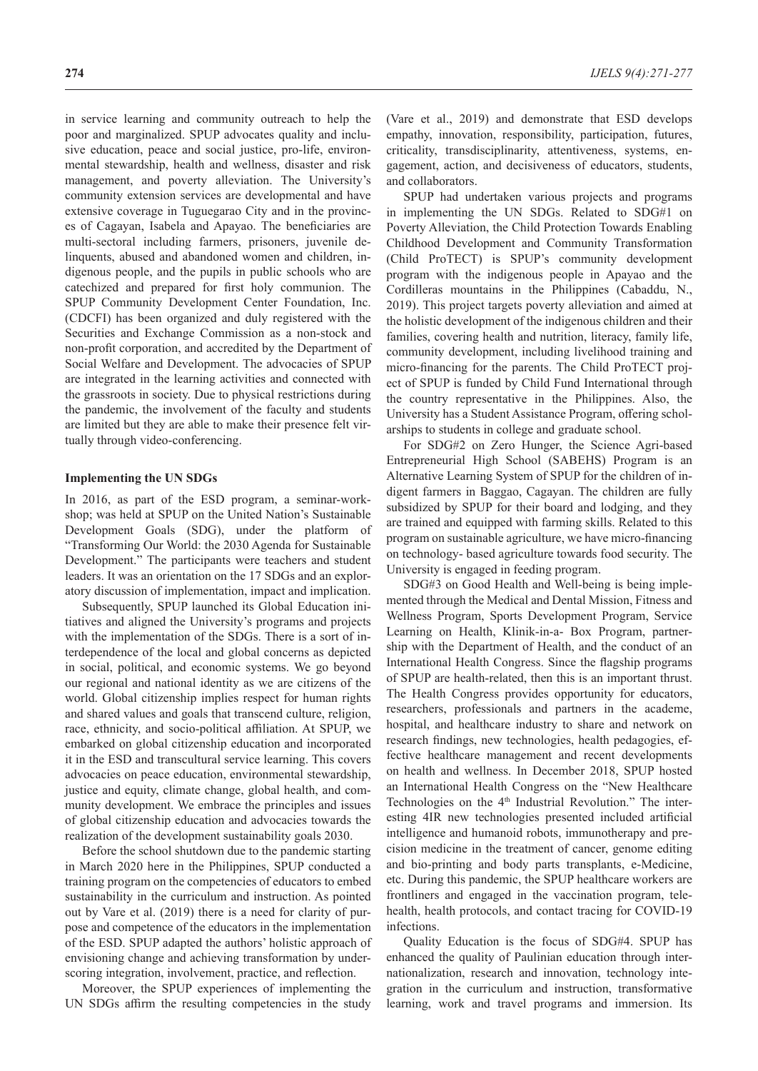in service learning and community outreach to help the poor and marginalized. SPUP advocates quality and inclusive education, peace and social justice, pro-life, environmental stewardship, health and wellness, disaster and risk management, and poverty alleviation. The University's community extension services are developmental and have extensive coverage in Tuguegarao City and in the provinces of Cagayan, Isabela and Apayao. The beneficiaries are multi-sectoral including farmers, prisoners, juvenile delinquents, abused and abandoned women and children, indigenous people, and the pupils in public schools who are catechized and prepared for first holy communion. The SPUP Community Development Center Foundation, Inc. (CDCFI) has been organized and duly registered with the Securities and Exchange Commission as a non-stock and non-profit corporation, and accredited by the Department of Social Welfare and Development. The advocacies of SPUP are integrated in the learning activities and connected with the grassroots in society. Due to physical restrictions during the pandemic, the involvement of the faculty and students are limited but they are able to make their presence felt virtually through video-conferencing.

**Implementing the UN SDGs**

In 2016, as part of the ESD program, a seminar-workshop; was held at SPUP on the United Nation's Sustainable Development Goals (SDG), under the platform of "Transforming Our World: the 2030 Agenda for Sustainable Development." The participants were teachers and student leaders. It was an orientation on the 17 SDGs and an exploratory discussion of implementation, impact and implication.

Subsequently, SPUP launched its Global Education initiatives and aligned the University's programs and projects with the implementation of the SDGs. There is a sort of interdependence of the local and global concerns as depicted in social, political, and economic systems. We go beyond our regional and national identity as we are citizens of the world. Global citizenship implies respect for human rights and shared values and goals that transcend culture, religion, race, ethnicity, and socio-political affiliation. At SPUP, we embarked on global citizenship education and incorporated it in the ESD and transcultural service learning. This covers advocacies on peace education, environmental stewardship, justice and equity, climate change, global health, and community development. We embrace the principles and issues of global citizenship education and advocacies towards the realization of the development sustainability goals 2030.

Before the school shutdown due to the pandemic starting in March 2020 here in the Philippines, SPUP conducted a training program on the competencies of educators to embed sustainability in the curriculum and instruction. As pointed out by Vare et al. (2019) there is a need for clarity of purpose and competence of the educators in the implementation of the ESD. SPUP adapted the authors' holistic approach of envisioning change and achieving transformation by underscoring integration, involvement, practice, and reflection.

Moreover, the SPUP experiences of implementing the UN SDGs affirm the resulting competencies in the study (Vare et al., 2019) and demonstrate that ESD develops empathy, innovation, responsibility, participation, futures, criticality, transdisciplinarity, attentiveness, systems, engagement, action, and decisiveness of educators, students, and collaborators.

SPUP had undertaken various projects and programs in implementing the UN SDGs. Related to SDG#1 on Poverty Alleviation, the Child Protection Towards Enabling Childhood Development and Community Transformation (Child ProTECT) is SPUP's community development program with the indigenous people in Apayao and the Cordilleras mountains in the Philippines (Cabaddu, N., 2019). This project targets poverty alleviation and aimed at the holistic development of the indigenous children and their families, covering health and nutrition, literacy, family life, community development, including livelihood training and micro-financing for the parents. The Child ProTECT project of SPUP is funded by Child Fund International through the country representative in the Philippines. Also, the University has a Student Assistance Program, offering scholarships to students in college and graduate school.

For SDG#2 on Zero Hunger, the Science Agri-based Entrepreneurial High School (SABEHS) Program is an Alternative Learning System of SPUP for the children of indigent farmers in Baggao, Cagayan. The children are fully subsidized by SPUP for their board and lodging, and they are trained and equipped with farming skills. Related to this program on sustainable agriculture, we have micro-financing on technology- based agriculture towards food security. The University is engaged in feeding program.

SDG#3 on Good Health and Well-being is being implemented through the Medical and Dental Mission, Fitness and Wellness Program, Sports Development Program, Service Learning on Health, Klinik-in-a- Box Program, partnership with the Department of Health, and the conduct of an International Health Congress. Since the flagship programs of SPUP are health-related, then this is an important thrust. The Health Congress provides opportunity for educators, researchers, professionals and partners in the academe, hospital, and healthcare industry to share and network on research findings, new technologies, health pedagogies, effective healthcare management and recent developments on health and wellness. In December 2018, SPUP hosted an International Health Congress on the "New Healthcare Technologies on the 4th Industrial Revolution." The interesting 4IR new technologies presented included artificial intelligence and humanoid robots, immunotherapy and precision medicine in the treatment of cancer, genome editing and bio-printing and body parts transplants, e-Medicine, etc. During this pandemic, the SPUP healthcare workers are frontliners and engaged in the vaccination program, telehealth, health protocols, and contact tracing for COVID-19 infections.

Quality Education is the focus of SDG#4. SPUP has enhanced the quality of Paulinian education through internationalization, research and innovation, technology integration in the curriculum and instruction, transformative learning, work and travel programs and immersion. Its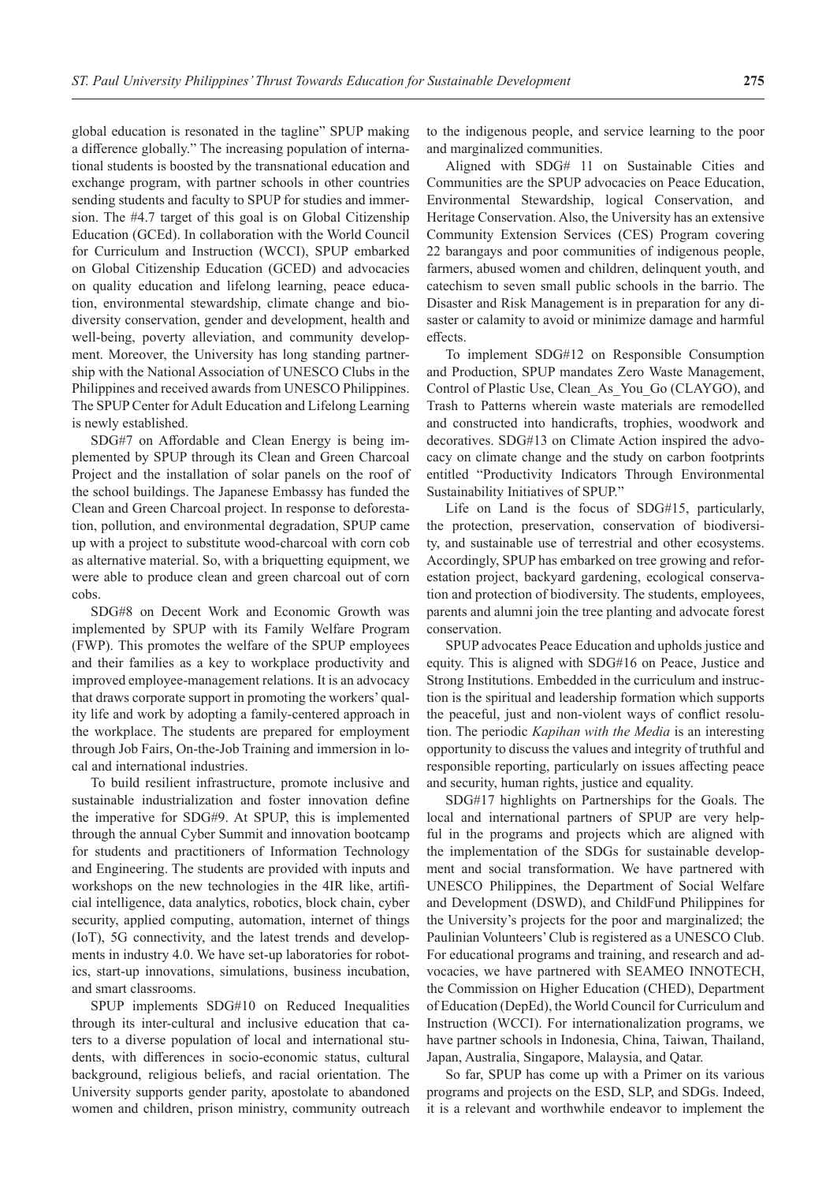global education is resonated in the tagline" SPUP making a difference globally." The increasing population of international students is boosted by the transnational education and exchange program, with partner schools in other countries sending students and faculty to SPUP for studies and immersion. The #4.7 target of this goal is on Global Citizenship Education (GCEd). In collaboration with the World Council for Curriculum and Instruction (WCCI), SPUP embarked on Global Citizenship Education (GCED) and advocacies on quality education and lifelong learning, peace education, environmental stewardship, climate change and biodiversity conservation, gender and development, health and well-being, poverty alleviation, and community development. Moreover, the University has long standing partnership with the National Association of UNESCO Clubs in the Philippines and received awards from UNESCO Philippines. The SPUP Center for Adult Education and Lifelong Learning is newly established.

SDG#7 on Affordable and Clean Energy is being implemented by SPUP through its Clean and Green Charcoal Project and the installation of solar panels on the roof of the school buildings. The Japanese Embassy has funded the Clean and Green Charcoal project. In response to deforestation, pollution, and environmental degradation, SPUP came up with a project to substitute wood-charcoal with corn cob as alternative material. So, with a briquetting equipment, we were able to produce clean and green charcoal out of corn cobs.

SDG#8 on Decent Work and Economic Growth was implemented by SPUP with its Family Welfare Program (FWP). This promotes the welfare of the SPUP employees and their families as a key to workplace productivity and improved employee-management relations. It is an advocacy that draws corporate support in promoting the workers' quality life and work by adopting a family-centered approach in the workplace. The students are prepared for employment through Job Fairs, On-the-Job Training and immersion in local and international industries.

To build resilient infrastructure, promote inclusive and sustainable industrialization and foster innovation define the imperative for SDG#9. At SPUP, this is implemented through the annual Cyber Summit and innovation bootcamp for students and practitioners of Information Technology and Engineering. The students are provided with inputs and workshops on the new technologies in the 4IR like, artificial intelligence, data analytics, robotics, block chain, cyber security, applied computing, automation, internet of things (IoT), 5G connectivity, and the latest trends and developments in industry 4.0. We have set-up laboratories for robotics, start-up innovations, simulations, business incubation, and smart classrooms.

SPUP implements SDG#10 on Reduced Inequalities through its inter-cultural and inclusive education that caters to a diverse population of local and international students, with differences in socio-economic status, cultural background, religious beliefs, and racial orientation. The University supports gender parity, apostolate to abandoned women and children, prison ministry, community outreach to the indigenous people, and service learning to the poor and marginalized communities.

Aligned with SDG# 11 on Sustainable Cities and Communities are the SPUP advocacies on Peace Education, Environmental Stewardship, logical Conservation, and Heritage Conservation. Also, the University has an extensive Community Extension Services (CES) Program covering 22 barangays and poor communities of indigenous people, farmers, abused women and children, delinquent youth, and catechism to seven small public schools in the barrio. The Disaster and Risk Management is in preparation for any disaster or calamity to avoid or minimize damage and harmful effects.

To implement SDG#12 on Responsible Consumption and Production, SPUP mandates Zero Waste Management, Control of Plastic Use, Clean_As_You_Go (CLAYGO), and Trash to Patterns wherein waste materials are remodelled and constructed into handicrafts, trophies, woodwork and decoratives. SDG#13 on Climate Action inspired the advocacy on climate change and the study on carbon footprints entitled "Productivity Indicators Through Environmental Sustainability Initiatives of SPUP."

Life on Land is the focus of SDG#15, particularly, the protection, preservation, conservation of biodiversity, and sustainable use of terrestrial and other ecosystems. Accordingly, SPUP has embarked on tree growing and reforestation project, backyard gardening, ecological conservation and protection of biodiversity. The students, employees, parents and alumni join the tree planting and advocate forest conservation.

SPUP advocates Peace Education and upholds justice and equity. This is aligned with SDG#16 on Peace, Justice and Strong Institutions. Embedded in the curriculum and instruction is the spiritual and leadership formation which supports the peaceful, just and non-violent ways of conflict resolution. The periodic *Kapihan with the Media* is an interesting opportunity to discuss the values and integrity of truthful and responsible reporting, particularly on issues affecting peace and security, human rights, justice and equality.

SDG#17 highlights on Partnerships for the Goals. The local and international partners of SPUP are very helpful in the programs and projects which are aligned with the implementation of the SDGs for sustainable development and social transformation. We have partnered with UNESCO Philippines, the Department of Social Welfare and Development (DSWD), and ChildFund Philippines for the University's projects for the poor and marginalized; the Paulinian Volunteers' Club is registered as a UNESCO Club. For educational programs and training, and research and advocacies, we have partnered with SEAMEO INNOTECH, the Commission on Higher Education (CHED), Department of Education (DepEd), the World Council for Curriculum and Instruction (WCCI). For internationalization programs, we have partner schools in Indonesia, China, Taiwan, Thailand, Japan, Australia, Singapore, Malaysia, and Qatar.

So far, SPUP has come up with a Primer on its various programs and projects on the ESD, SLP, and SDGs. Indeed, it is a relevant and worthwhile endeavor to implement the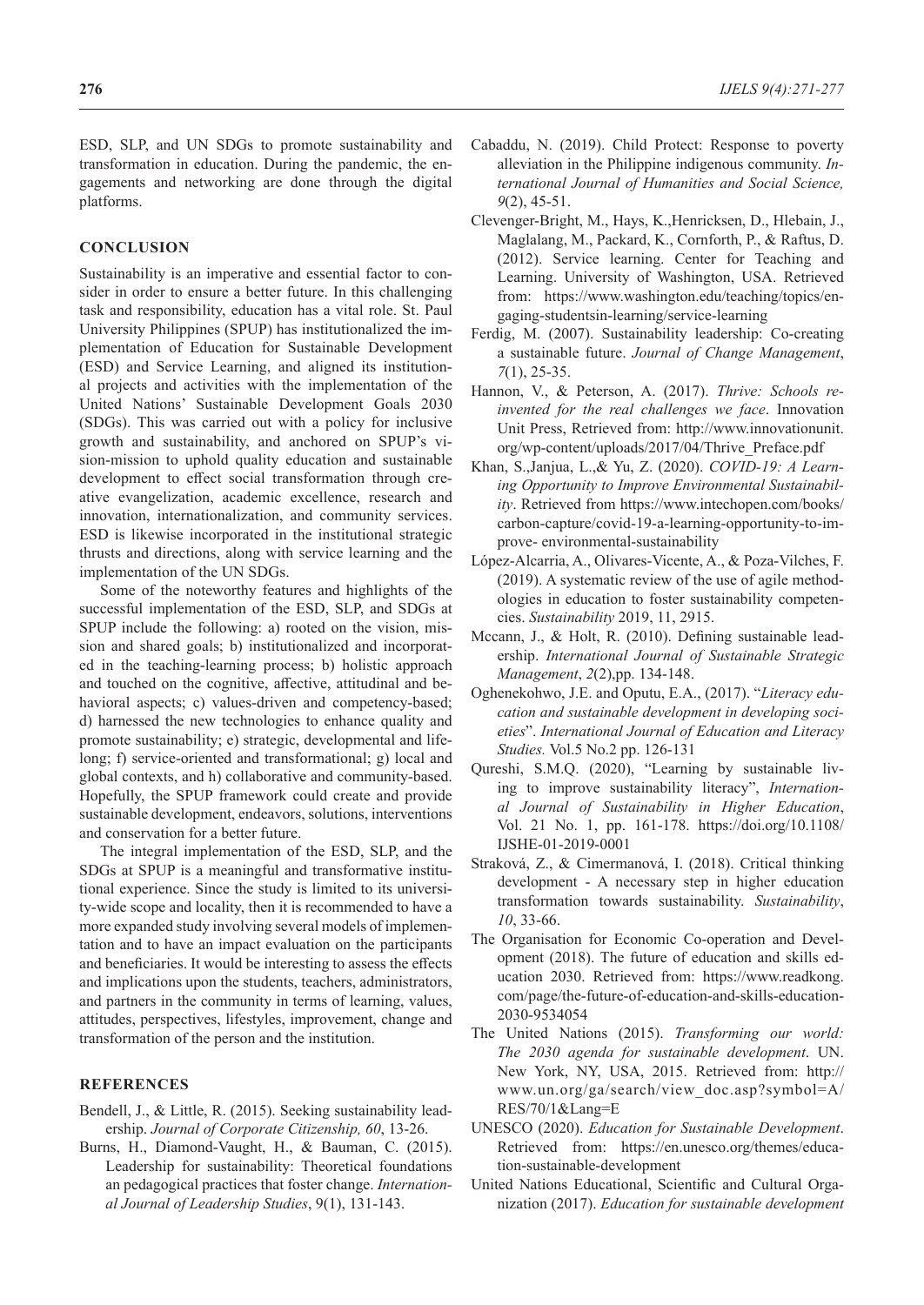ESD, SLP, and UN SDGs to promote sustainability and transformation in education. During the pandemic, the engagements and networking are done through the digital platforms.

## CONCLUSION

Sustainability is an imperative and essential factor to consider in order to ensure a better future. In this challenging task and responsibility, education has a vital role. St. Paul University Philippines (SPUP) has institutionalized the implementation of Education for Sustainable Development (ESD) and Service Learning, and aligned its institutional projects and activities with the implementation of the United Nations' Sustainable Development Goals 2030 (SDGs). This was carried out with a policy for inclusive growth and sustainability, and anchored on SPUP's vision-mission to uphold quality education and sustainable development to effect social transformation through creative evangelization, academic excellence, research and innovation, internationalization, and community services. ESD is likewise incorporated in the institutional strategic thrusts and directions, along with service learning and the implementation of the UN SDGs.

Some of the noteworthy features and highlights of the successful implementation of the ESD, SLP, and SDGs at SPUP include the following: a) rooted on the vision, mission and shared goals; b) institutionalized and incorporated in the teaching-learning process; b) holistic approach and touched on the cognitive, affective, attitudinal and behavioral aspects; c) values-driven and competency-based; d) harnessed the new technologies to enhance quality and promote sustainability; e) strategic, developmental and lifelong; f) service-oriented and transformational; g) local and global contexts, and h) collaborative and community-based. Hopefully, the SPUP framework could create and provide sustainable development, endeavors, solutions, interventions and conservation for a better future.

The integral implementation of the ESD, SLP, and the SDGs at SPUP is a meaningful and transformative institutional experience. Since the study is limited to its university-wide scope and locality, then it is recommended to have a more expanded study involving several models of implementation and to have an impact evaluation on the participants and beneficiaries. It would be interesting to assess the effects and implications upon the students, teachers, administrators, and partners in the community in terms of learning, values, attitudes, perspectives, lifestyles, improvement, change and transformation of the person and the institution.

## REFERENCES

Bendell, J., & Little, R. (2015). Seeking sustainability leadership. *Journal of Corporate Citizenship, 60*, 13-26.

Burns, H., Diamond-Vaught, H., & Bauman, C. (2015). Leadership for sustainability: Theoretical foundations an pedagogical practices that foster change. *International Journal of Leadership Studies*, 9(1), 131-143.

Cabaddu, N. (2019). Child Protect: Response to poverty alleviation in the Philippine indigenous community. *International Journal of Humanities and Social Science, 9*(2), 45-51.

Clevenger-Bright, M., Hays, K.,Henricksen, D., Hlebain, J., Maglalang, M., Packard, K., Cornforth, P., & Raftus, D. (2012). Service learning. Center for Teaching and Learning. University of Washington, USA. Retrieved from: https://www.washington.edu/teaching/topics/engaging-studentsin-learning/service-learning

Ferdig, M. (2007). Sustainability leadership: Co-creating a sustainable future. *Journal of Change Management*, *7*(1), 25-35.

Hannon, V., & Peterson, A. (2017). *Thrive: Schools reinvented for the real challenges we face*. Innovation Unit Press, Retrieved from: http://www.innovationunit.org/wp-content/uploads/2017/04/Thrive_Preface.pdf

Khan, S.,Janjua, L.,& Yu, Z. (2020). *COVID-19: A Learning Opportunity to Improve Environmental Sustainability*. Retrieved from https://www.intechopen.com/books/carbon-capture/covid-19-a-learning-opportunity-to-improve- environmental-sustainability

López-Alcarria, A., Olivares-Vicente, A., & Poza-Vilches, F. (2019). A systematic review of the use of agile methodologies in education to foster sustainability competencies. *Sustainability* 2019, 11, 2915.

Mccann, J., & Holt, R. (2010). Defining sustainable leadership. *International Journal of Sustainable Strategic Management*, *2*(2),pp. 134-148.

Oghenekohwo, J.E. and Oputu, E.A., (2017). "*Literacy education and sustainable development in developing societies*". *International Journal of Education and Literacy Studies.* Vol.5 No.2 pp. 126-131

Qureshi, S.M.Q. (2020), "Learning by sustainable living to improve sustainability literacy", *International Journal of Sustainability in Higher Education*, Vol. 21 No. 1, pp. 161-178. https://doi.org/10.1108/IJSHE-01-2019-0001

Straková, Z., & Cimermanová, I. (2018). Critical thinking development - A necessary step in higher education transformation towards sustainability. *Sustainability*, *10*, 33-66.

The Organisation for Economic Co-operation and Development (2018). The future of education and skills education 2030. Retrieved from: https://www.readkong.com/page/the-future-of-education-and-skills-education-2030-9534054

The United Nations (2015). *Transforming our world: The 2030 agenda for sustainable development*. UN. New York, NY, USA, 2015. Retrieved from: http://www.un.org/ga/search/view_doc.asp?symbol=A/RES/70/1&Lang=E

UNESCO (2020). *Education for Sustainable Development*. Retrieved from: https://en.unesco.org/themes/education-sustainable-development

United Nations Educational, Scientific and Cultural Organization (2017). *Education for sustainable development*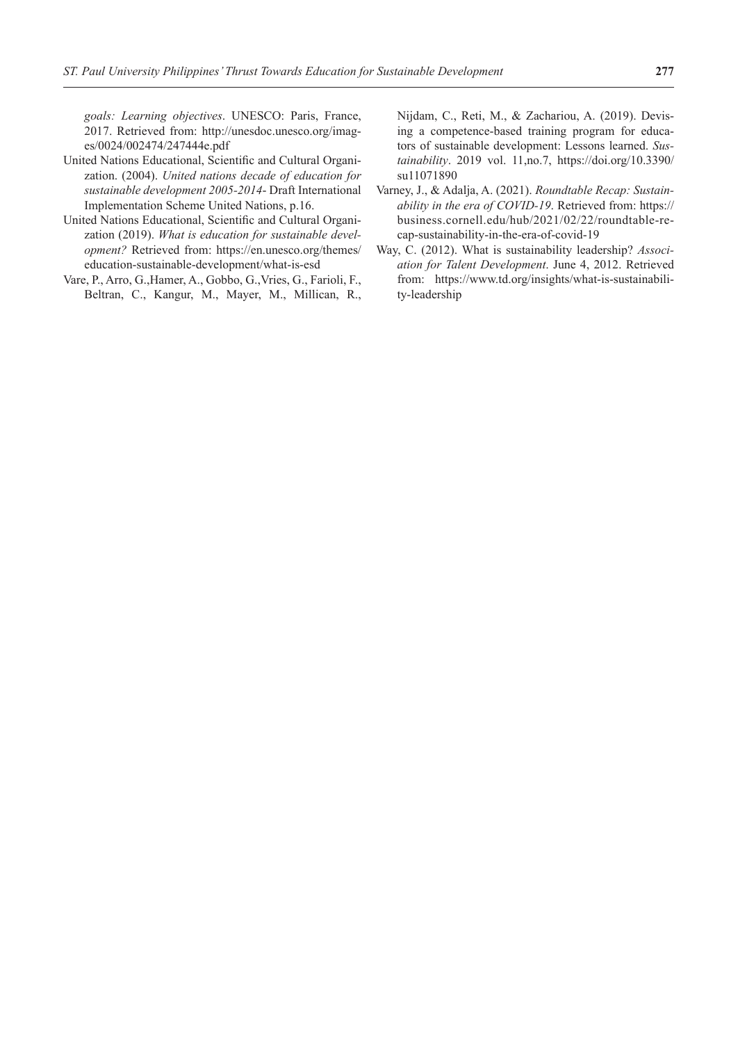*goals: Learning objectives*. UNESCO: Paris, France, 2017. Retrieved from: http://unesdoc.unesco.org/images/0024/002474/247444e.pdf

United Nations Educational, Scientific and Cultural Organization. (2004). *United nations decade of education for sustainable development 2005-2014*- Draft International Implementation Scheme United Nations, p.16.

United Nations Educational, Scientific and Cultural Organization (2019). *What is education for sustainable development?* Retrieved from: https://en.unesco.org/themes/education-sustainable-development/what-is-esd

Vare, P., Arro, G.,Hamer, A., Gobbo, G.,Vries, G., Farioli, F., Beltran, C., Kangur, M., Mayer, M., Millican, R., Nijdam, C., Reti, M., & Zachariou, A. (2019). Devising a competence-based training program for educators of sustainable development: Lessons learned. *Sustainability*. 2019 vol. 11,no.7, https://doi.org/10.3390/su11071890

Varney, J., & Adalja, A. (2021). *Roundtable Recap: Sustainability in the era of COVID-19*. Retrieved from: https://business.cornell.edu/hub/2021/02/22/roundtable-recap-sustainability-in-the-era-of-covid-19

Way, C. (2012). What is sustainability leadership? *Association for Talent Development*. June 4, 2012. Retrieved from: https://www.td.org/insights/what-is-sustainability-leadership